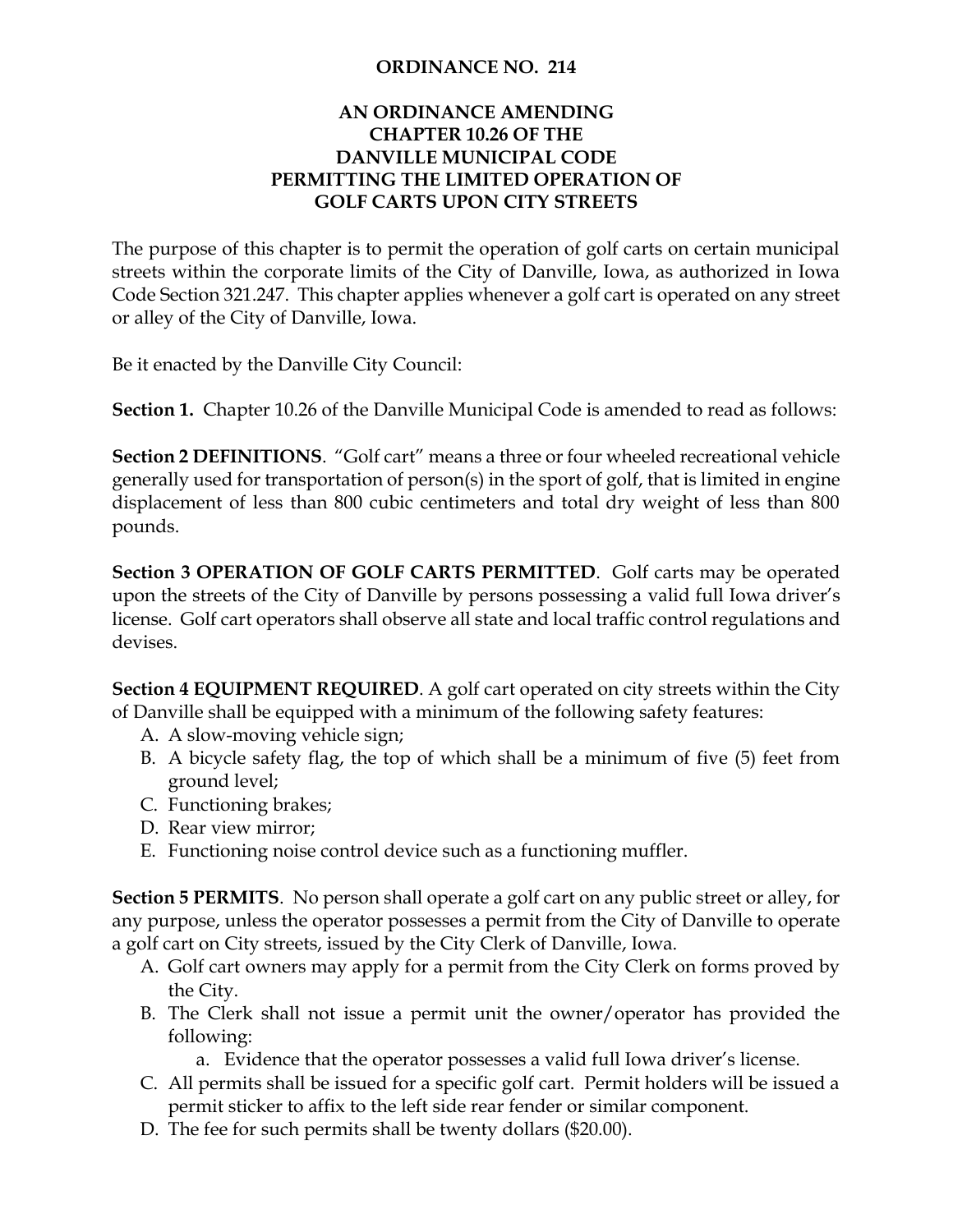# ORDINANCE NO. 214

## AN ORDINANCE AMENDING CHAPTER 10.26 OF THE DANVILLE MUNICIPAL CODE PERMITTING THE LIMITED OPERATION OF GOLF CARTS UPON CITY STREETS

The purpose of this chapter is to permit the operation of golf carts on certain municipal streets within the corporate limits of the City of Danville, Iowa, as authorized in Iowa Code Section 321.247. This chapter applies whenever a golf cart is operated on any street or alley of the City of Danville, Iowa.

Be it enacted by the Danville City Council:

**Section 1.** Chapter 10.26 of the Danville Municipal Code is amended to read as follows:

**Section 2 DEFINITIONS**. "Golf cart" means a three or four wheeled recreational vehicle generally used for transportation of person(s) in the sport of golf, that is limited in engine displacement of less than 800 cubic centimeters and total dry weight of less than 800 pounds.

**Section 3 OPERATION OF GOLF CARTS PERMITTED**. Golf carts may be operated upon the streets of the City of Danville by persons possessing a valid full Iowa driver's license. Golf cart operators shall observe all state and local traffic control regulations and devises.

**Section 4 EQUIPMENT REQUIRED**. A golf cart operated on city streets within the City of Danville shall be equipped with a minimum of the following safety features:

A. A slow-moving vehicle sign;
B. A bicycle safety flag, the top of which shall be a minimum of five (5) feet from ground level;
C. Functioning brakes;
D. Rear view mirror;
E. Functioning noise control device such as a functioning muffler.

**Section 5 PERMITS**. No person shall operate a golf cart on any public street or alley, for any purpose, unless the operator possesses a permit from the City of Danville to operate a golf cart on City streets, issued by the City Clerk of Danville, Iowa.

A. Golf cart owners may apply for a permit from the City Clerk on forms proved by the City.
B. The Clerk shall not issue a permit unit the owner/operator has provided the following:
   a. Evidence that the operator possesses a valid full Iowa driver's license.
C. All permits shall be issued for a specific golf cart. Permit holders will be issued a permit sticker to affix to the left side rear fender or similar component.
D. The fee for such permits shall be twenty dollars ($20.00).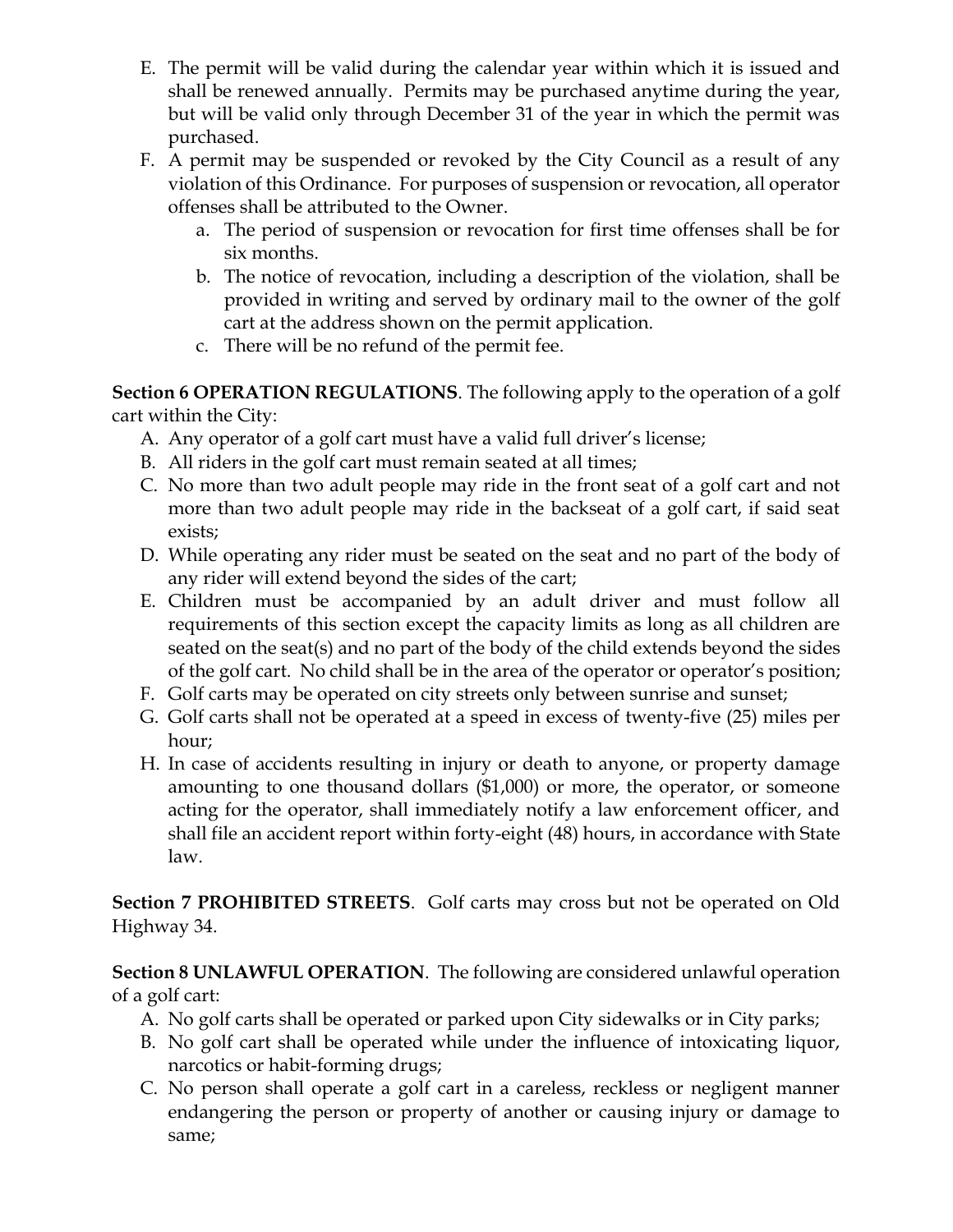E. The permit will be valid during the calendar year within which it is issued and shall be renewed annually. Permits may be purchased anytime during the year, but will be valid only through December 31 of the year in which the permit was purchased.
F. A permit may be suspended or revoked by the City Council as a result of any violation of this Ordinance. For purposes of suspension or revocation, all operator offenses shall be attributed to the Owner.
   a. The period of suspension or revocation for first time offenses shall be for six months.
   b. The notice of revocation, including a description of the violation, shall be provided in writing and served by ordinary mail to the owner of the golf cart at the address shown on the permit application.
   c. There will be no refund of the permit fee.

**Section 6 OPERATION REGULATIONS**. The following apply to the operation of a golf cart within the City:

A. Any operator of a golf cart must have a valid full driver's license;
B. All riders in the golf cart must remain seated at all times;
C. No more than two adult people may ride in the front seat of a golf cart and not more than two adult people may ride in the backseat of a golf cart, if said seat exists;
D. While operating any rider must be seated on the seat and no part of the body of any rider will extend beyond the sides of the cart;
E. Children must be accompanied by an adult driver and must follow all requirements of this section except the capacity limits as long as all children are seated on the seat(s) and no part of the body of the child extends beyond the sides of the golf cart. No child shall be in the area of the operator or operator's position;
F. Golf carts may be operated on city streets only between sunrise and sunset;
G. Golf carts shall not be operated at a speed in excess of twenty-five (25) miles per hour;
H. In case of accidents resulting in injury or death to anyone, or property damage amounting to one thousand dollars ($1,000) or more, the operator, or someone acting for the operator, shall immediately notify a law enforcement officer, and shall file an accident report within forty-eight (48) hours, in accordance with State law.

**Section 7 PROHIBITED STREETS**. Golf carts may cross but not be operated on Old Highway 34.

**Section 8 UNLAWFUL OPERATION**. The following are considered unlawful operation of a golf cart:

A. No golf carts shall be operated or parked upon City sidewalks or in City parks;
B. No golf cart shall be operated while under the influence of intoxicating liquor, narcotics or habit-forming drugs;
C. No person shall operate a golf cart in a careless, reckless or negligent manner endangering the person or property of another or causing injury or damage to same;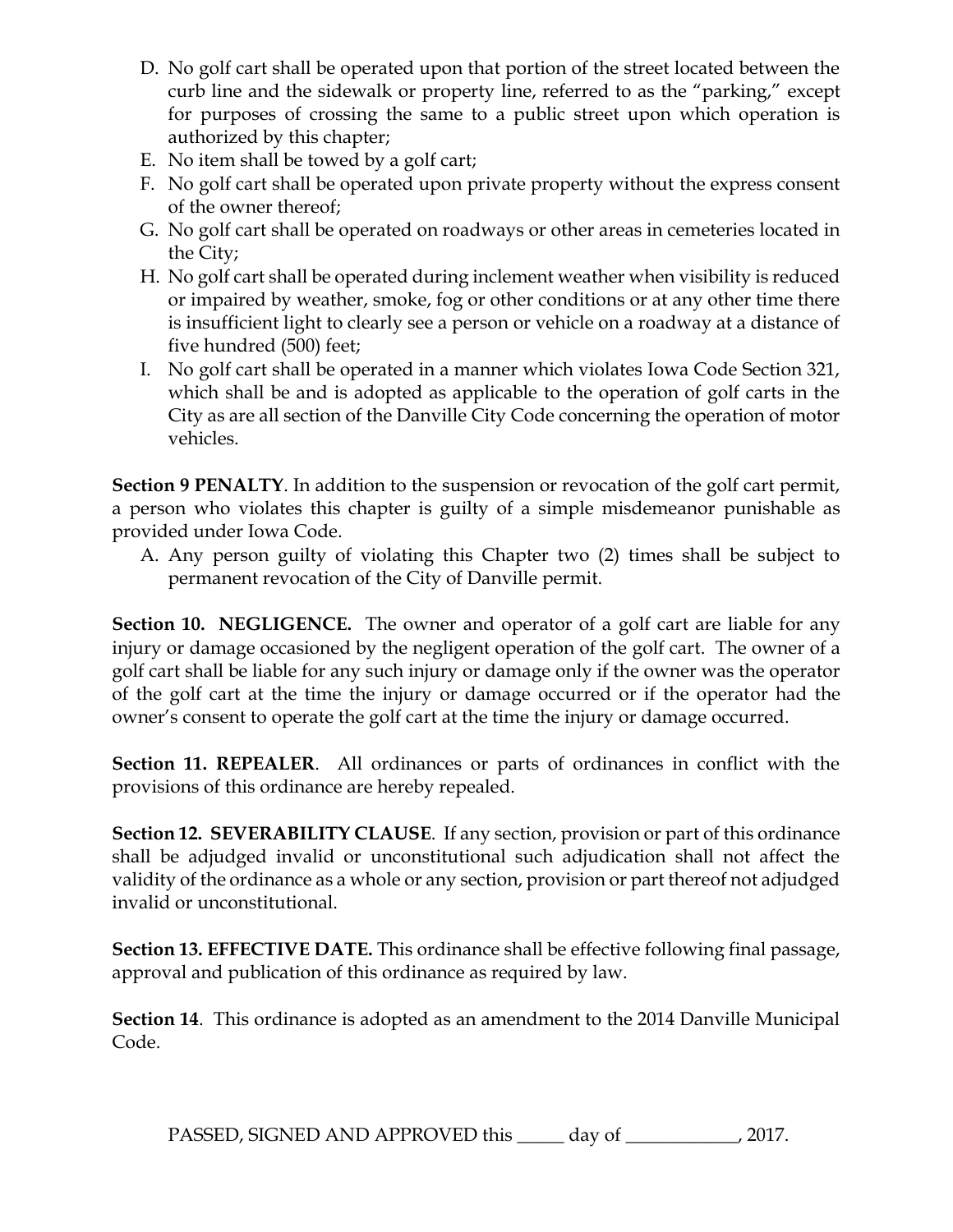D. No golf cart shall be operated upon that portion of the street located between the curb line and the sidewalk or property line, referred to as the "parking," except for purposes of crossing the same to a public street upon which operation is authorized by this chapter;
E. No item shall be towed by a golf cart;
F. No golf cart shall be operated upon private property without the express consent of the owner thereof;
G. No golf cart shall be operated on roadways or other areas in cemeteries located in the City;
H. No golf cart shall be operated during inclement weather when visibility is reduced or impaired by weather, smoke, fog or other conditions or at any other time there is insufficient light to clearly see a person or vehicle on a roadway at a distance of five hundred (500) feet;
I. No golf cart shall be operated in a manner which violates Iowa Code Section 321, which shall be and is adopted as applicable to the operation of golf carts in the City as are all section of the Danville City Code concerning the operation of motor vehicles.

**Section 9 PENALTY**. In addition to the suspension or revocation of the golf cart permit, a person who violates this chapter is guilty of a simple misdemeanor punishable as provided under Iowa Code.

A. Any person guilty of violating this Chapter two (2) times shall be subject to permanent revocation of the City of Danville permit.

**Section 10. NEGLIGENCE.** The owner and operator of a golf cart are liable for any injury or damage occasioned by the negligent operation of the golf cart. The owner of a golf cart shall be liable for any such injury or damage only if the owner was the operator of the golf cart at the time the injury or damage occurred or if the operator had the owner's consent to operate the golf cart at the time the injury or damage occurred.

**Section 11. REPEALER**. All ordinances or parts of ordinances in conflict with the provisions of this ordinance are hereby repealed.

**Section 12. SEVERABILITY CLAUSE**. If any section, provision or part of this ordinance shall be adjudged invalid or unconstitutional such adjudication shall not affect the validity of the ordinance as a whole or any section, provision or part thereof not adjudged invalid or unconstitutional.

**Section 13. EFFECTIVE DATE.** This ordinance shall be effective following final passage, approval and publication of this ordinance as required by law.

**Section 14**. This ordinance is adopted as an amendment to the 2014 Danville Municipal Code.

PASSED, SIGNED AND APPROVED this _____ day of ____________, 2017.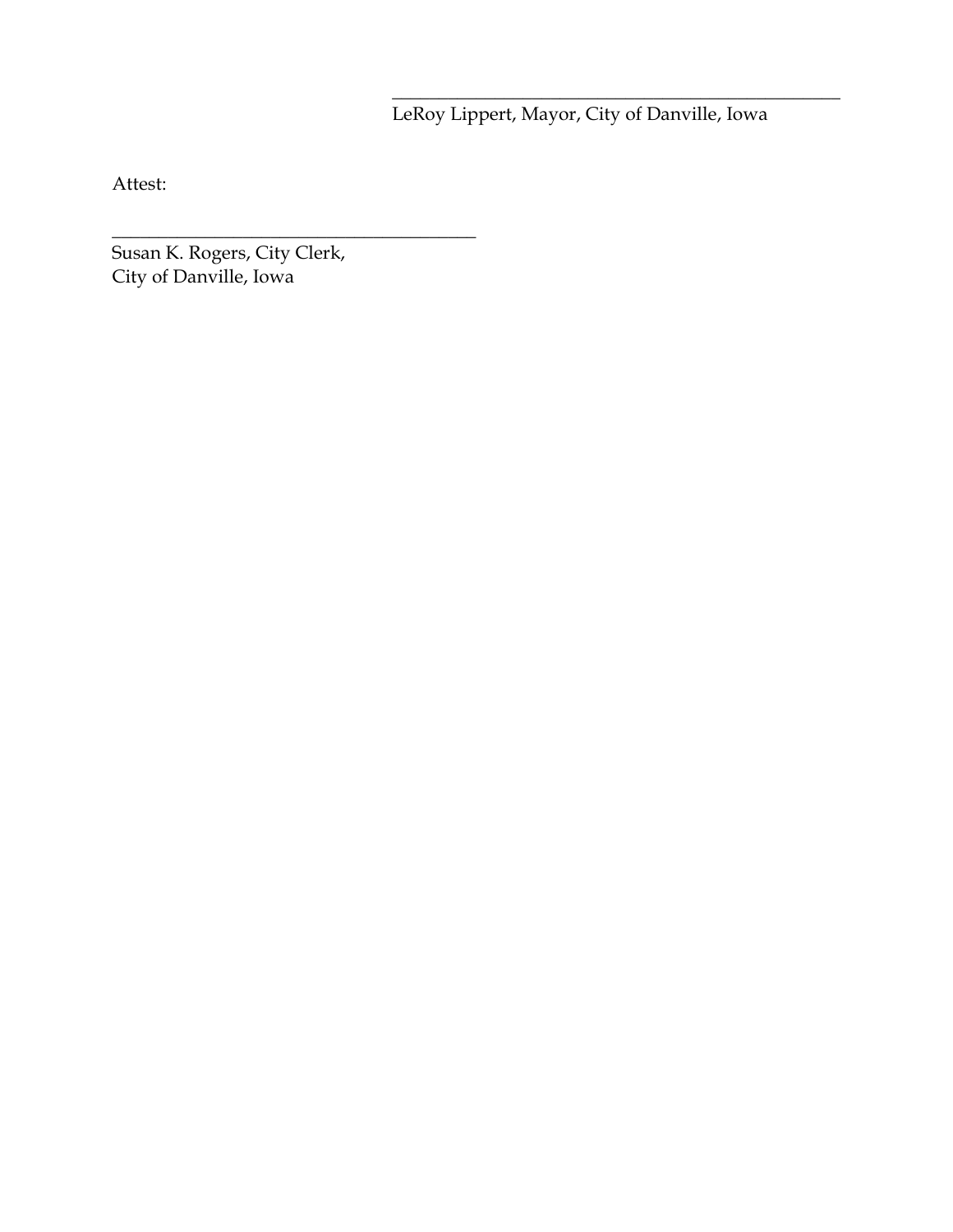\_\_\_\_\_\_\_\_\_\_\_\_\_\_\_\_\_\_\_\_\_\_\_\_\_\_\_\_\_\_\_\_\_\_\_\_\_\_\_\_\_\_\_\_

LeRoy Lippert, Mayor, City of Danville, Iowa

Attest:

\_\_\_\_\_\_\_\_\_\_\_\_\_\_\_\_\_\_\_\_\_\_\_\_\_\_\_\_\_\_\_\_\_\_\_\_\_\_\_\_

Susan K. Rogers, City Clerk,
City of Danville, Iowa